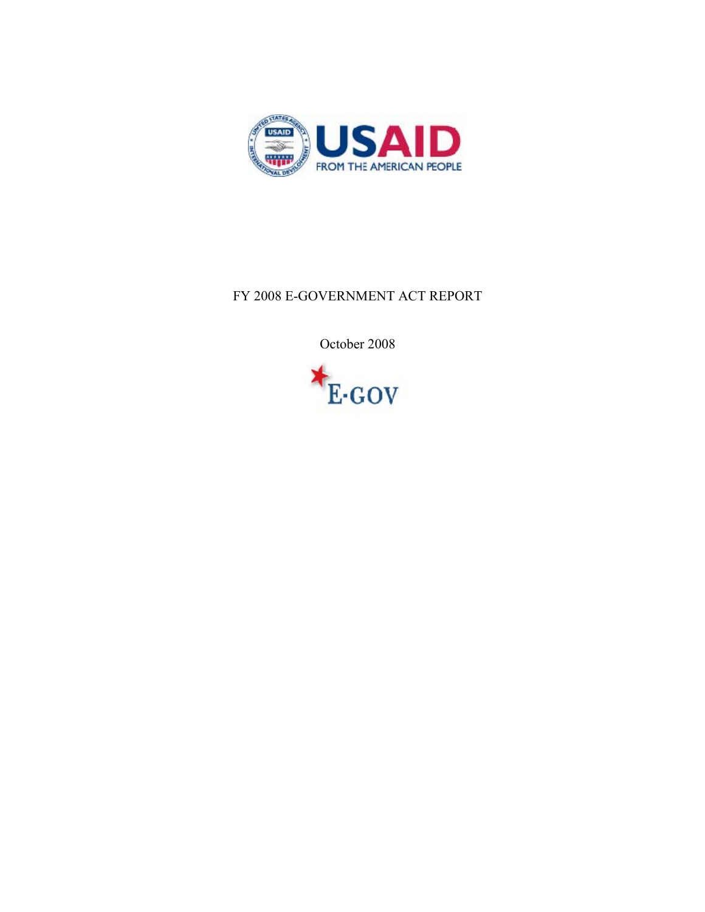# FY 2008 E-GOVERNMENT ACT REPORT

October 2008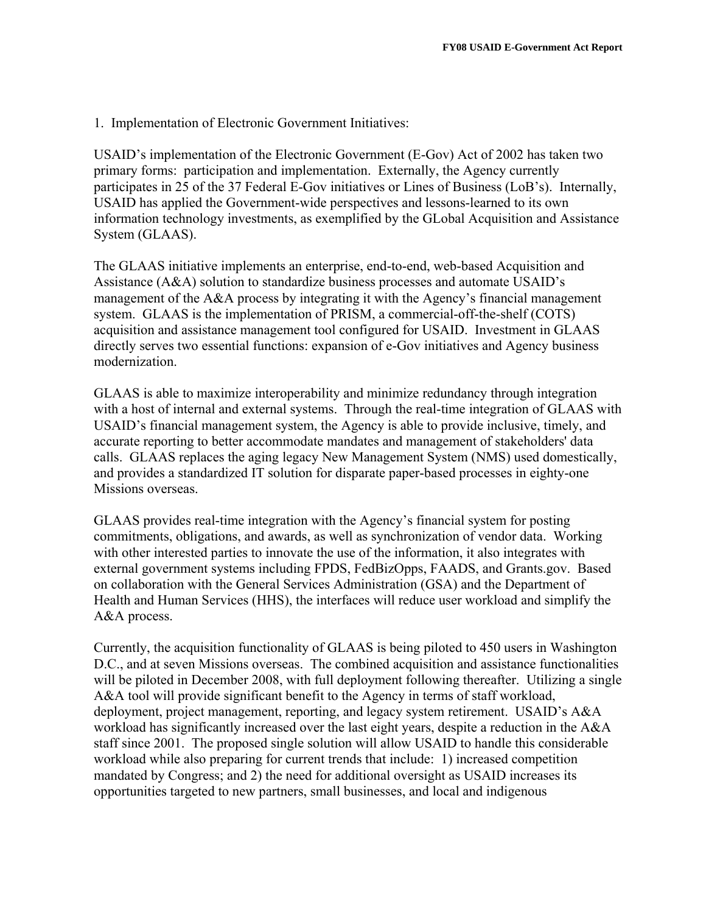1. Implementation of Electronic Government Initiatives:

USAID's implementation of the Electronic Government (E-Gov) Act of 2002 has taken two primary forms: participation and implementation. Externally, the Agency currently participates in 25 of the 37 Federal E-Gov initiatives or Lines of Business (LoB's). Internally, USAID has applied the Government-wide perspectives and lessons-learned to its own information technology investments, as exemplified by the GLobal Acquisition and Assistance System (GLAAS).

The GLAAS initiative implements an enterprise, end-to-end, web-based Acquisition and Assistance (A&A) solution to standardize business processes and automate USAID's management of the A&A process by integrating it with the Agency's financial management system. GLAAS is the implementation of PRISM, a commercial-off-the-shelf (COTS) acquisition and assistance management tool configured for USAID. Investment in GLAAS directly serves two essential functions: expansion of e-Gov initiatives and Agency business modernization.

GLAAS is able to maximize interoperability and minimize redundancy through integration with a host of internal and external systems. Through the real-time integration of GLAAS with USAID's financial management system, the Agency is able to provide inclusive, timely, and accurate reporting to better accommodate mandates and management of stakeholders' data calls. GLAAS replaces the aging legacy New Management System (NMS) used domestically, and provides a standardized IT solution for disparate paper-based processes in eighty-one Missions overseas.

GLAAS provides real-time integration with the Agency's financial system for posting commitments, obligations, and awards, as well as synchronization of vendor data. Working with other interested parties to innovate the use of the information, it also integrates with external government systems including FPDS, FedBizOpps, FAADS, and Grants.gov. Based on collaboration with the General Services Administration (GSA) and the Department of Health and Human Services (HHS), the interfaces will reduce user workload and simplify the A&A process.

Currently, the acquisition functionality of GLAAS is being piloted to 450 users in Washington D.C., and at seven Missions overseas. The combined acquisition and assistance functionalities will be piloted in December 2008, with full deployment following thereafter. Utilizing a single A&A tool will provide significant benefit to the Agency in terms of staff workload, deployment, project management, reporting, and legacy system retirement. USAID's A&A workload has significantly increased over the last eight years, despite a reduction in the A&A staff since 2001. The proposed single solution will allow USAID to handle this considerable workload while also preparing for current trends that include: 1) increased competition mandated by Congress; and 2) the need for additional oversight as USAID increases its opportunities targeted to new partners, small businesses, and local and indigenous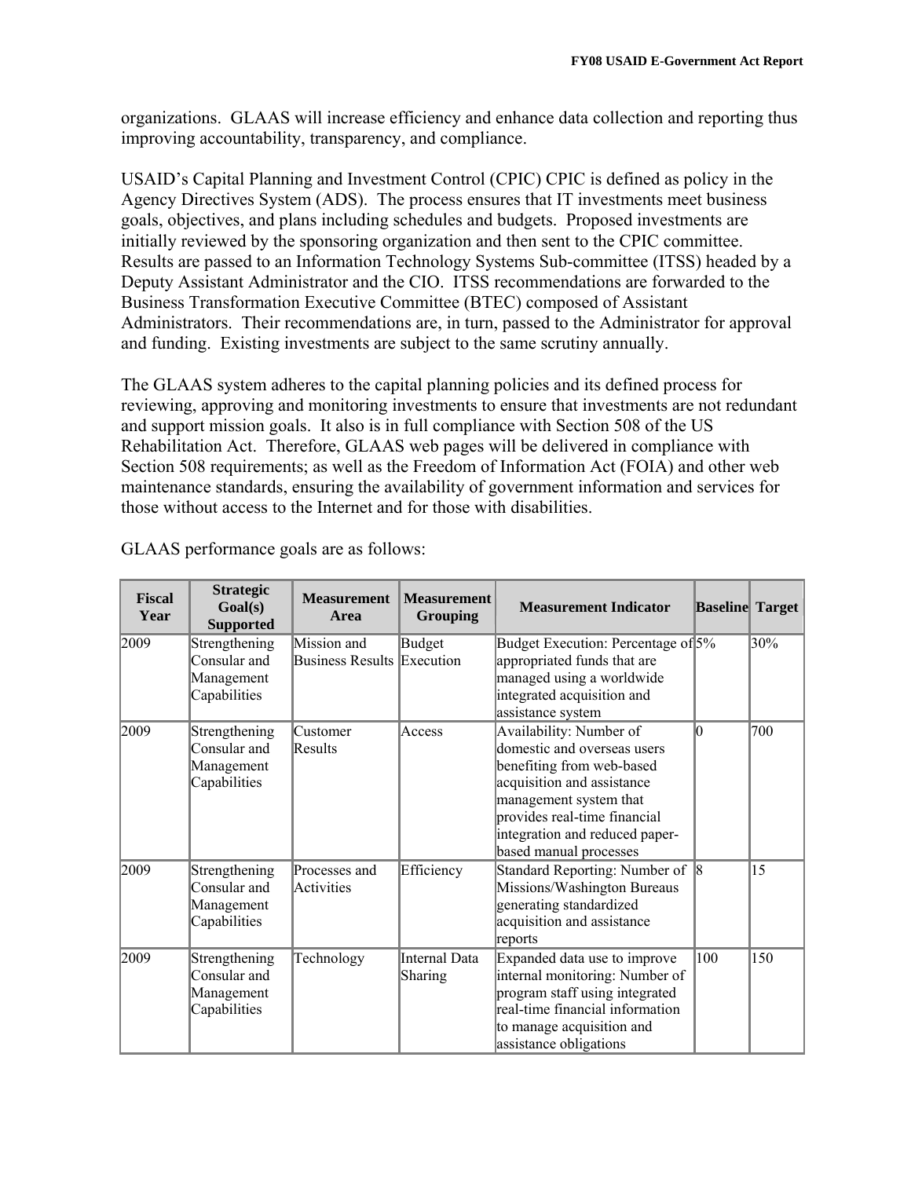organizations. GLAAS will increase efficiency and enhance data collection and reporting thus improving accountability, transparency, and compliance.

USAID's Capital Planning and Investment Control (CPIC) CPIC is defined as policy in the Agency Directives System (ADS). The process ensures that IT investments meet business goals, objectives, and plans including schedules and budgets. Proposed investments are initially reviewed by the sponsoring organization and then sent to the CPIC committee. Results are passed to an Information Technology Systems Sub-committee (ITSS) headed by a Deputy Assistant Administrator and the CIO. ITSS recommendations are forwarded to the Business Transformation Executive Committee (BTEC) composed of Assistant Administrators. Their recommendations are, in turn, passed to the Administrator for approval and funding. Existing investments are subject to the same scrutiny annually.

The GLAAS system adheres to the capital planning policies and its defined process for reviewing, approving and monitoring investments to ensure that investments are not redundant and support mission goals. It also is in full compliance with Section 508 of the US Rehabilitation Act. Therefore, GLAAS web pages will be delivered in compliance with Section 508 requirements; as well as the Freedom of Information Act (FOIA) and other web maintenance standards, ensuring the availability of government information and services for those without access to the Internet and for those with disabilities.

GLAAS performance goals are as follows:

| Fiscal Year | Strategic Goal(s) Supported | Measurement Area | Measurement Grouping | Measurement Indicator | Baseline | Target |
|---|---|---|---|---|---|---|
| 2009 | Strengthening Consular and Management Capabilities | Mission and Business Results | Budget Execution | Budget Execution: Percentage of appropriated funds that are managed using a worldwide integrated acquisition and assistance system | 5% | 30% |
| 2009 | Strengthening Consular and Management Capabilities | Customer Results | Access | Availability: Number of domestic and overseas users benefiting from web-based acquisition and assistance management system that provides real-time financial integration and reduced paper-based manual processes | 0 | 700 |
| 2009 | Strengthening Consular and Management Capabilities | Processes and Activities | Efficiency | Standard Reporting: Number of Missions/Washington Bureaus generating standardized acquisition and assistance reports | 8 | 15 |
| 2009 | Strengthening Consular and Management Capabilities | Technology | Internal Data Sharing | Expanded data use to improve internal monitoring: Number of program staff using integrated real-time financial information to manage acquisition and assistance obligations | 100 | 150 |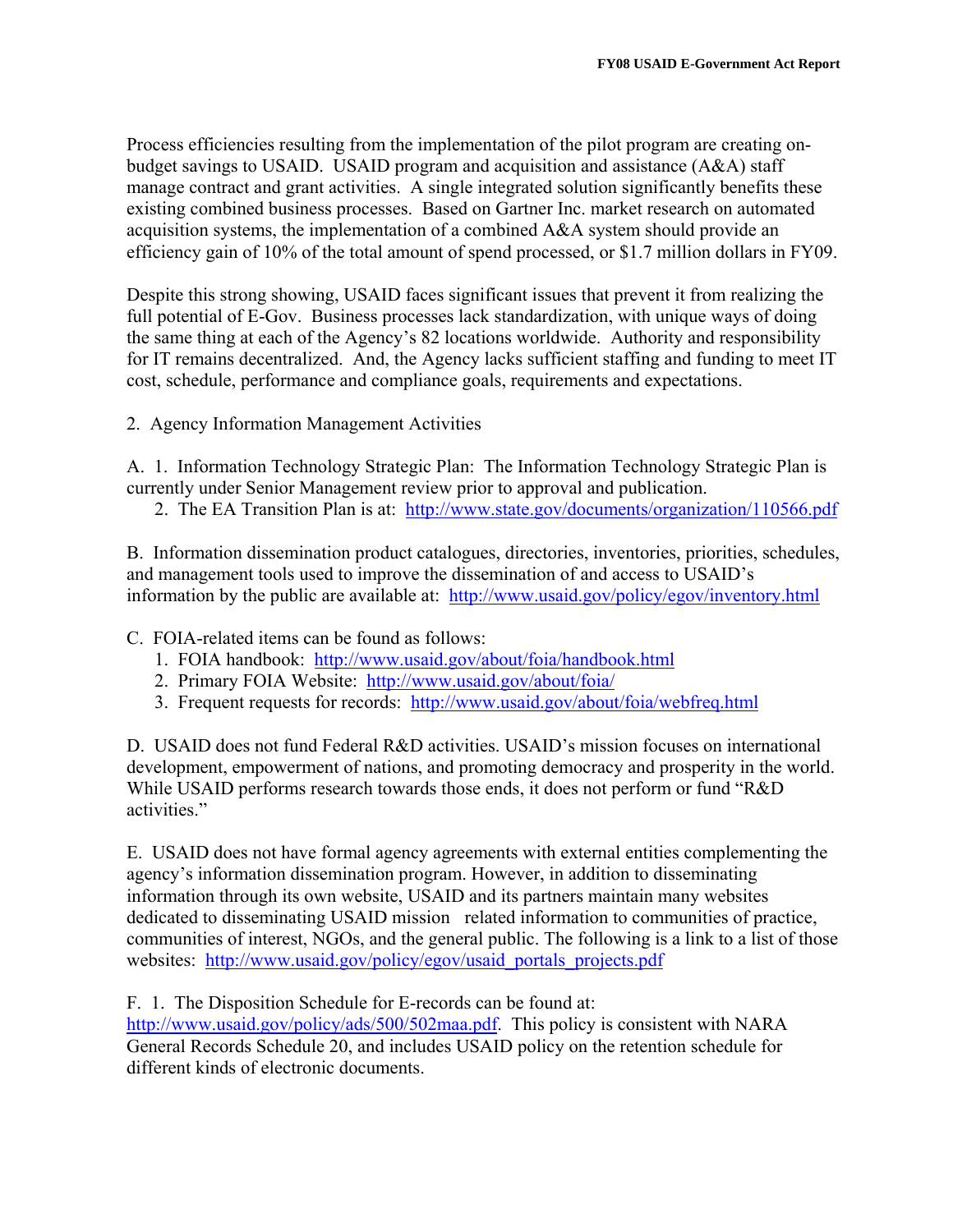Process efficiencies resulting from the implementation of the pilot program are creating on-budget savings to USAID. USAID program and acquisition and assistance (A&A) staff manage contract and grant activities. A single integrated solution significantly benefits these existing combined business processes. Based on Gartner Inc. market research on automated acquisition systems, the implementation of a combined A&A system should provide an efficiency gain of 10% of the total amount of spend processed, or $1.7 million dollars in FY09.

Despite this strong showing, USAID faces significant issues that prevent it from realizing the full potential of E-Gov. Business processes lack standardization, with unique ways of doing the same thing at each of the Agency's 82 locations worldwide. Authority and responsibility for IT remains decentralized. And, the Agency lacks sufficient staffing and funding to meet IT cost, schedule, performance and compliance goals, requirements and expectations.

2. Agency Information Management Activities

A. 1. Information Technology Strategic Plan: The Information Technology Strategic Plan is currently under Senior Management review prior to approval and publication.

   2. The EA Transition Plan is at: http://www.state.gov/documents/organization/110566.pdf

B. Information dissemination product catalogues, directories, inventories, priorities, schedules, and management tools used to improve the dissemination of and access to USAID's information by the public are available at: http://www.usaid.gov/policy/egov/inventory.html

C. FOIA-related items can be found as follows:

1. FOIA handbook: http://www.usaid.gov/about/foia/handbook.html
2. Primary FOIA Website: http://www.usaid.gov/about/foia/
3. Frequent requests for records: http://www.usaid.gov/about/foia/webfreq.html

D. USAID does not fund Federal R&D activities. USAID's mission focuses on international development, empowerment of nations, and promoting democracy and prosperity in the world. While USAID performs research towards those ends, it does not perform or fund "R&D activities."

E. USAID does not have formal agency agreements with external entities complementing the agency's information dissemination program. However, in addition to disseminating information through its own website, USAID and its partners maintain many websites dedicated to disseminating USAID mission related information to communities of practice, communities of interest, NGOs, and the general public. The following is a link to a list of those websites: http://www.usaid.gov/policy/egov/usaid_portals_projects.pdf

F. 1. The Disposition Schedule for E-records can be found at: http://www.usaid.gov/policy/ads/500/502maa.pdf. This policy is consistent with NARA General Records Schedule 20, and includes USAID policy on the retention schedule for different kinds of electronic documents.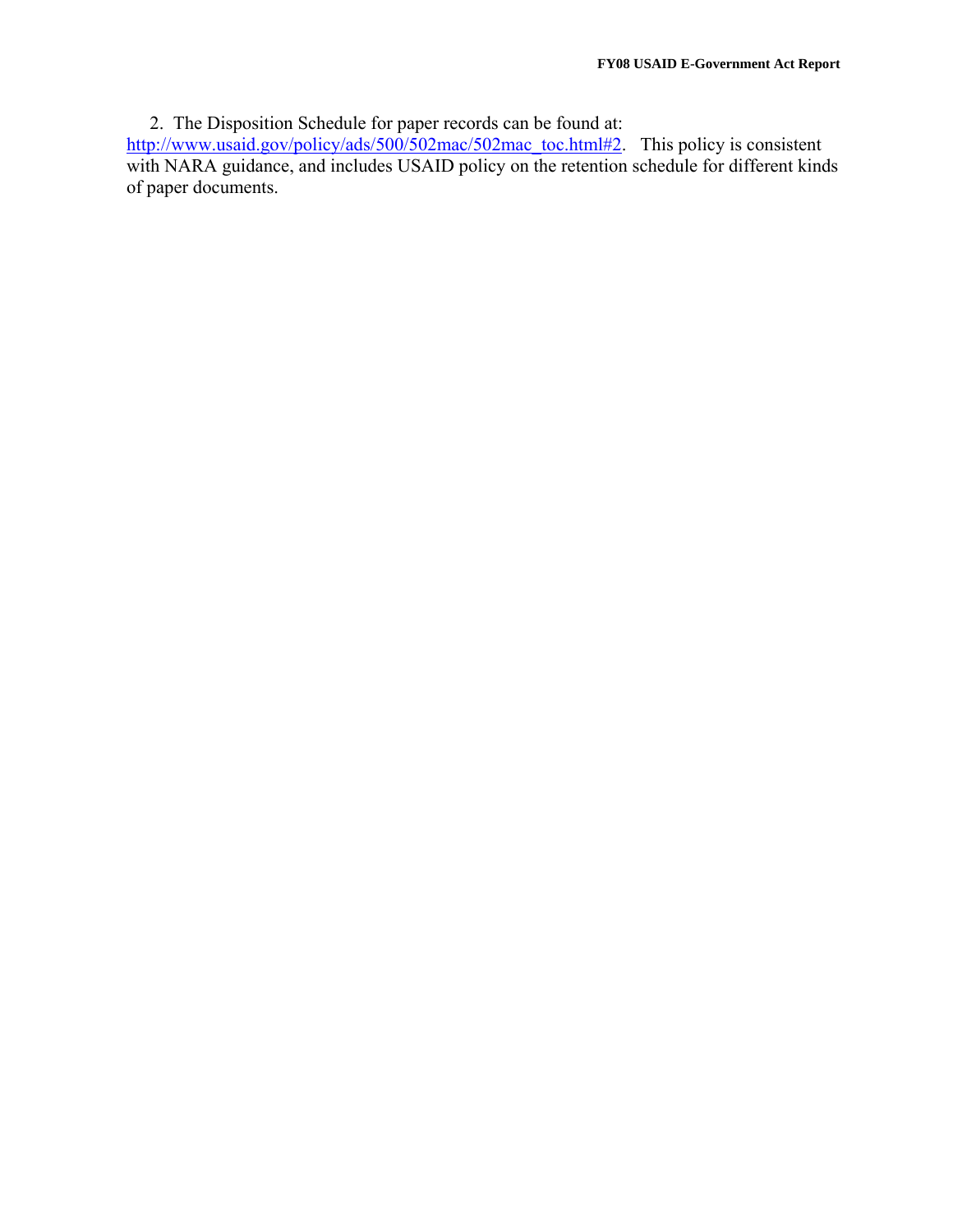2. The Disposition Schedule for paper records can be found at: http://www.usaid.gov/policy/ads/500/502mac/502mac_toc.html#2. This policy is consistent with NARA guidance, and includes USAID policy on the retention schedule for different kinds of paper documents.